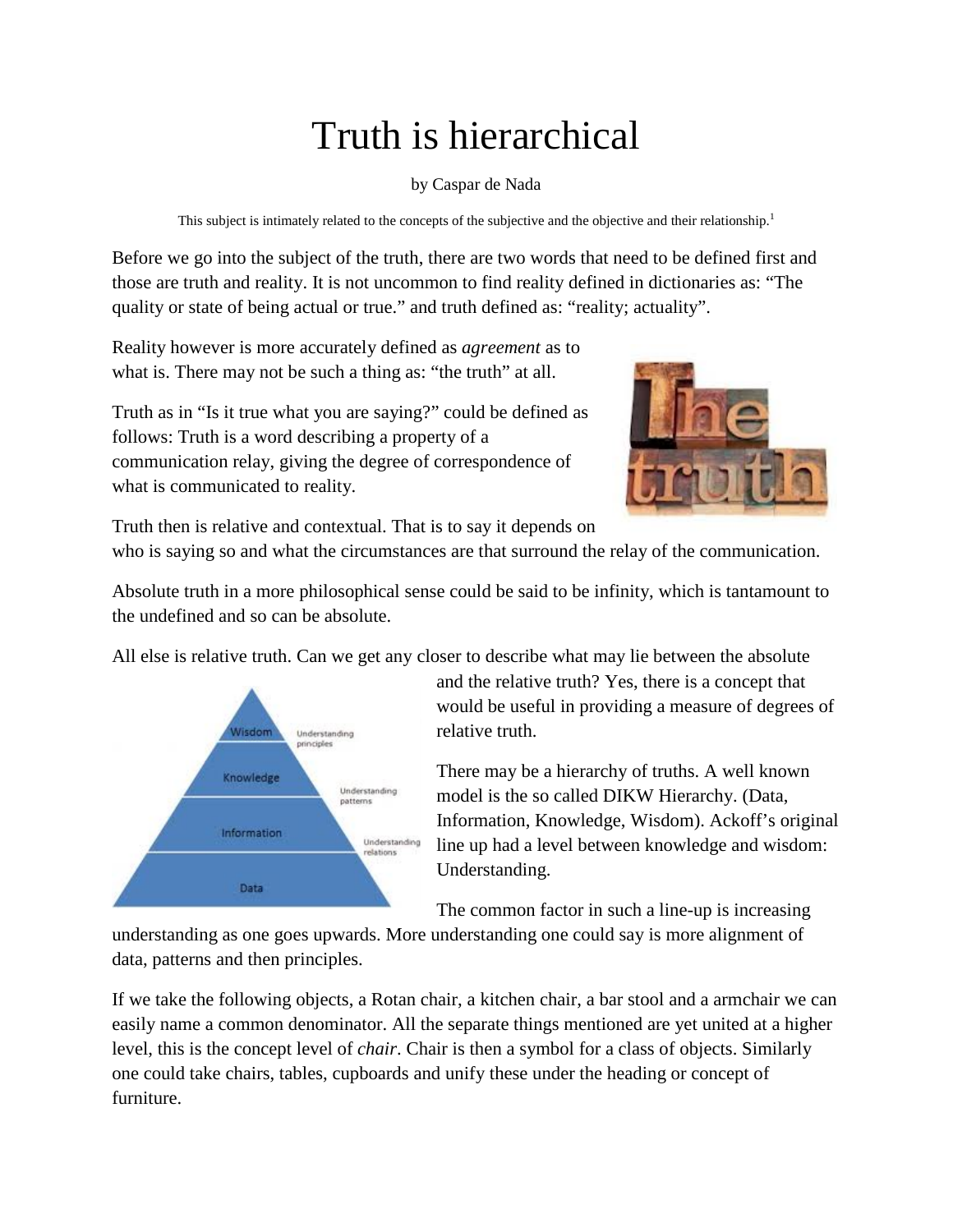# Truth is hierarchical

by Caspar de Nada

This subject is intimately related to the concepts of the subjective and the objective and their relationship.[1]

Before we go into the subject of the truth, there are two words that need to be defined first and those are truth and reality. It is not uncommon to find reality defined in dictionaries as: "The quality or state of being actual or true." and truth defined as: "reality; actuality".

Reality however is more accurately defined as *agreement* as to what is. There may not be such a thing as: "the truth" at all.

Truth as in "Is it true what you are saying?" could be defined as follows: Truth is a word describing a property of a communication relay, giving the degree of correspondence of what is communicated to reality.

Truth then is relative and contextual. That is to say it depends on who is saying so and what the circumstances are that surround the relay of the communication.

Absolute truth in a more philosophical sense could be said to be infinity, which is tantamount to the undefined and so can be absolute.

All else is relative truth. Can we get any closer to describe what may lie between the absolute and the relative truth? Yes, there is a concept that would be useful in providing a measure of degrees of relative truth.

There may be a hierarchy of truths. A well known model is the so called DIKW Hierarchy. (Data, Information, Knowledge, Wisdom). Ackoff's original line up had a level between knowledge and wisdom: Understanding.

The common factor in such a line-up is increasing understanding as one goes upwards. More understanding one could say is more alignment of data, patterns and then principles.

If we take the following objects, a Rotan chair, a kitchen chair, a bar stool and a armchair we can easily name a common denominator. All the separate things mentioned are yet united at a higher level, this is the concept level of *chair*. Chair is then a symbol for a class of objects. Similarly one could take chairs, tables, cupboards and unify these under the heading or concept of furniture.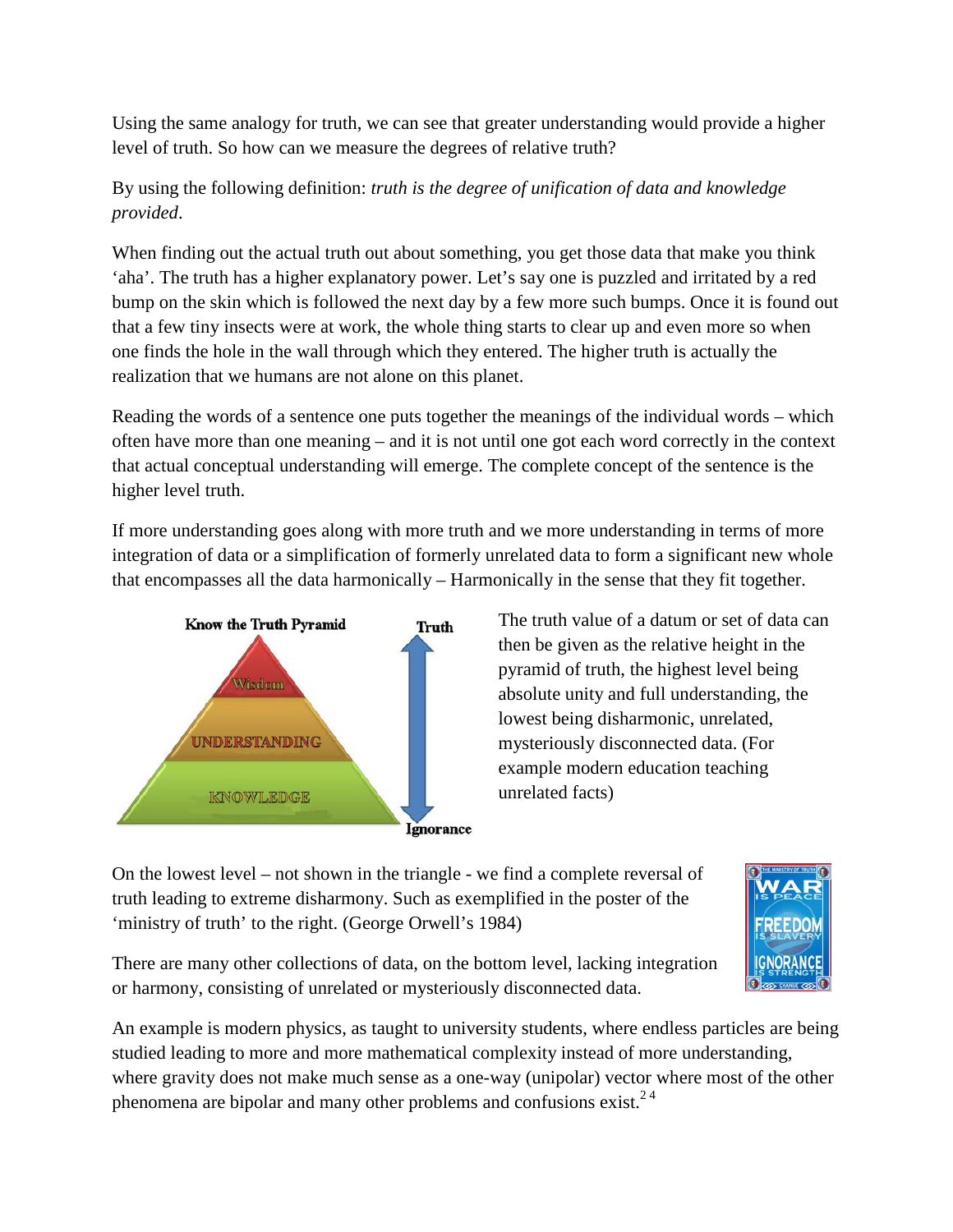Using the same analogy for truth, we can see that greater understanding would provide a higher level of truth. So how can we measure the degrees of relative truth?

By using the following definition: *truth is the degree of unification of data and knowledge provided*.

When finding out the actual truth out about something, you get those data that make you think 'aha'. The truth has a higher explanatory power. Let's say one is puzzled and irritated by a red bump on the skin which is followed the next day by a few more such bumps. Once it is found out that a few tiny insects were at work, the whole thing starts to clear up and even more so when one finds the hole in the wall through which they entered. The higher truth is actually the realization that we humans are not alone on this planet.

Reading the words of a sentence one puts together the meanings of the individual words – which often have more than one meaning – and it is not until one got each word correctly in the context that actual conceptual understanding will emerge. The complete concept of the sentence is the higher level truth.

If more understanding goes along with more truth and we more understanding in terms of more integration of data or a simplification of formerly unrelated data to form a significant new whole that encompasses all the data harmonically – Harmonically in the sense that they fit together.

**Know the Truth Pyramid**

Wisdom

UNDERSTANDING

KNOWLEDGE

Truth

Ignorance

The truth value of a datum or set of data can then be given as the relative height in the pyramid of truth, the highest level being absolute unity and full understanding, the lowest being disharmonic, unrelated, mysteriously disconnected data. (For example modern education teaching unrelated facts)

On the lowest level – not shown in the triangle - we find a complete reversal of truth leading to extreme disharmony. Such as exemplified in the poster of the 'ministry of truth' to the right. (George Orwell's 1984)

There are many other collections of data, on the bottom level, lacking integration or harmony, consisting of unrelated or mysteriously disconnected data.

An example is modern physics, as taught to university students, where endless particles are being studied leading to more and more mathematical complexity instead of more understanding, where gravity does not make much sense as a one-way (unipolar) vector where most of the other phenomena are bipolar and many other problems and confusions exist.[2 4]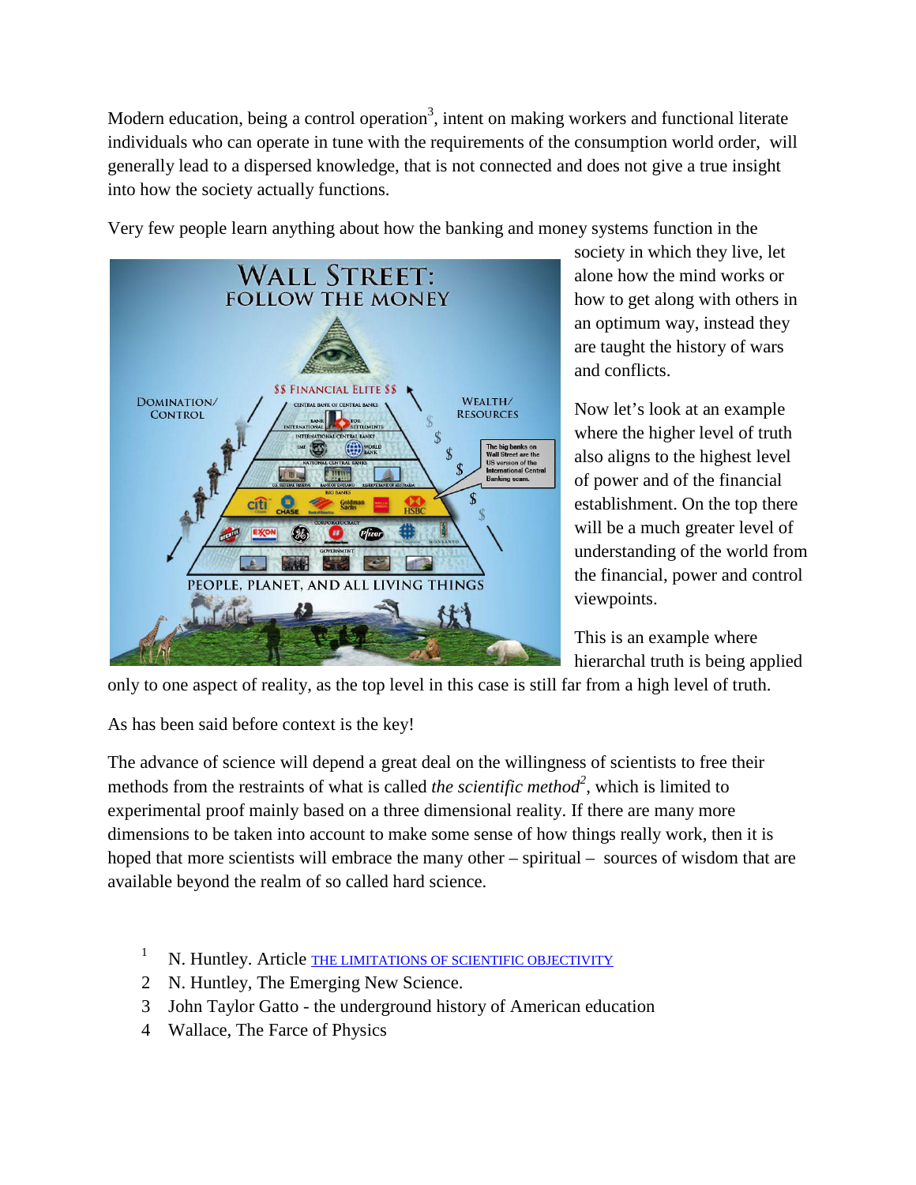Modern education, being a control operation[3], intent on making workers and functional literate individuals who can operate in tune with the requirements of the consumption world order, will generally lead to a dispersed knowledge, that is not connected and does not give a true insight into how the society actually functions.

Very few people learn anything about how the banking and money systems function in the society in which they live, let alone how the mind works or how to get along with others in an optimum way, instead they are taught the history of wars and conflicts.

Now let's look at an example where the higher level of truth also aligns to the highest level of power and of the financial establishment. On the top there will be a much greater level of understanding of the world from the financial, power and control viewpoints.

This is an example where hierarchal truth is being applied only to one aspect of reality, as the top level in this case is still far from a high level of truth.

As has been said before context is the key!

The advance of science will depend a great deal on the willingness of scientists to free their methods from the restraints of what is called *the scientific method*[2], which is limited to experimental proof mainly based on a three dimensional reality. If there are many more dimensions to be taken into account to make some sense of how things really work, then it is hoped that more scientists will embrace the many other – spiritual – sources of wisdom that are available beyond the realm of so called hard science.

1. N. Huntley. Article THE LIMITATIONS OF SCIENTIFIC OBJECTIVITY
2. N. Huntley, The Emerging New Science.
3. John Taylor Gatto - the underground history of American education
4. Wallace, The Farce of Physics